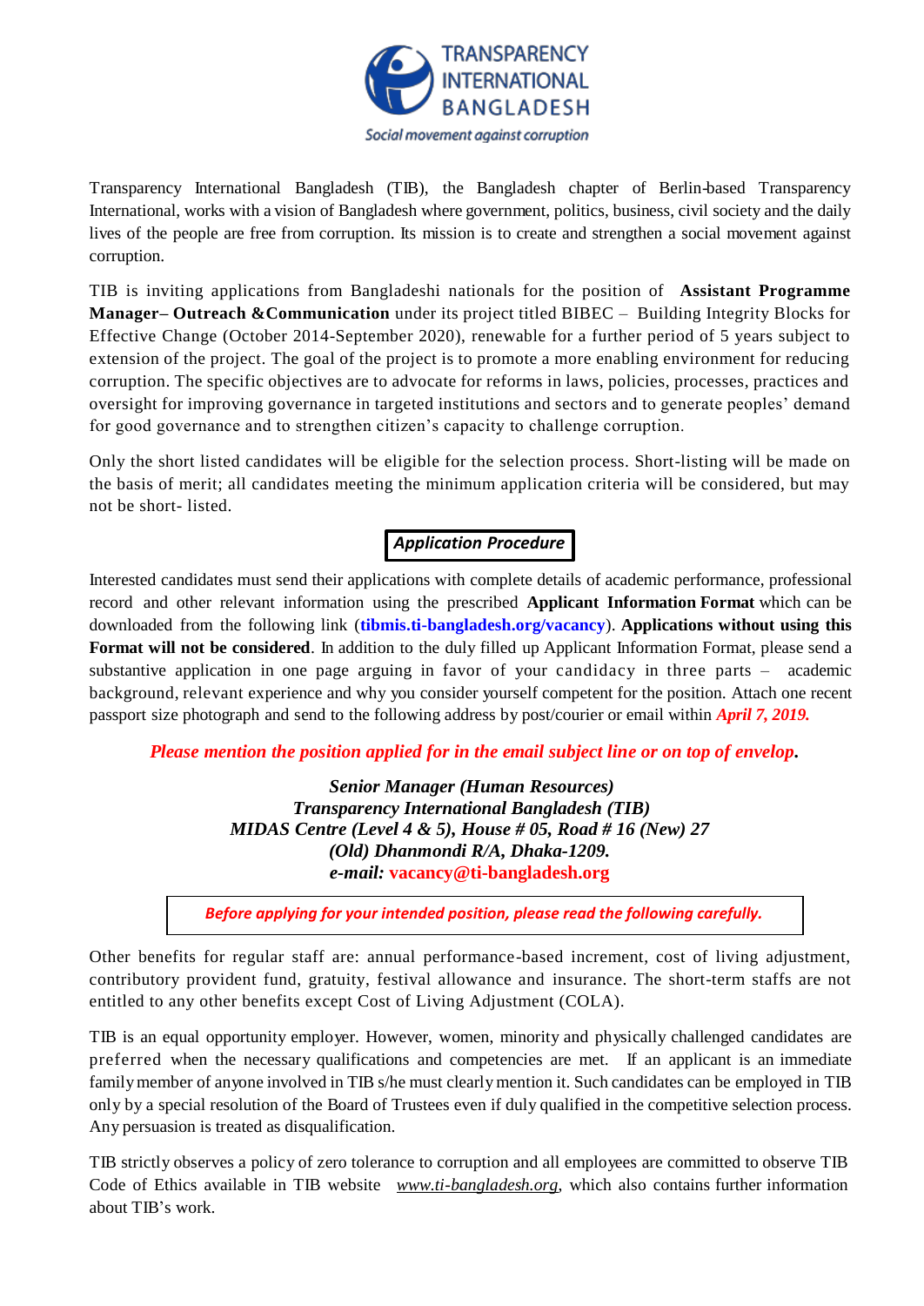TRANSPARENCY INTERNATIONAL BANGLADESH

*Social movement against corruption*

Transparency International Bangladesh (TIB), the Bangladesh chapter of Berlin-based Transparency International, works with a vision of Bangladesh where government, politics, business, civil society and the daily lives of the people are free from corruption. Its mission is to create and strengthen a social movement against corruption.

TIB is inviting applications from Bangladeshi nationals for the position of **Assistant Programme Manager– Outreach &Communication** under its project titled BIBEC – Building Integrity Blocks for Effective Change (October 2014-September 2020), renewable for a further period of 5 years subject to extension of the project. The goal of the project is to promote a more enabling environment for reducing corruption. The specific objectives are to advocate for reforms in laws, policies, processes, practices and oversight for improving governance in targeted institutions and sectors and to generate peoples' demand for good governance and to strengthen citizen's capacity to challenge corruption.

Only the short listed candidates will be eligible for the selection process. Short-listing will be made on the basis of merit; all candidates meeting the minimum application criteria will be considered, but may not be short- listed.

## *Application Procedure*

Interested candidates must send their applications with complete details of academic performance, professional record and other relevant information using the prescribed **Applicant Information Format** which can be downloaded from the following link (**tibmis.ti-bangladesh.org/vacancy**). **Applications without using this Format will not be considered**. In addition to the duly filled up Applicant Information Format, please send a substantive application in one page arguing in favor of your candidacy in three parts – academic background, relevant experience and why you consider yourself competent for the position. Attach one recent passport size photograph and send to the following address by post/courier or email within ***April 7, 2019.***

***Please mention the position applied for in the email subject line or on top of envelop.***

***Senior Manager (Human Resources)***
***Transparency International Bangladesh (TIB)***
***MIDAS Centre (Level 4 & 5), House # 05, Road # 16 (New) 27***
***(Old) Dhanmondi R/A, Dhaka-1209.***
***e-mail:* vacancy@ti-bangladesh.org**

***Before applying for your intended position, please read the following carefully.***

Other benefits for regular staff are: annual performance-based increment, cost of living adjustment, contributory provident fund, gratuity, festival allowance and insurance. The short-term staffs are not entitled to any other benefits except Cost of Living Adjustment (COLA).

TIB is an equal opportunity employer. However, women, minority and physically challenged candidates are preferred when the necessary qualifications and competencies are met. If an applicant is an immediate family member of anyone involved in TIB s/he must clearly mention it. Such candidates can be employed in TIB only by a special resolution of the Board of Trustees even if duly qualified in the competitive selection process. Any persuasion is treated as disqualification.

TIB strictly observes a policy of zero tolerance to corruption and all employees are committed to observe TIB Code of Ethics available in TIB website *www.ti-bangladesh.org*, which also contains further information about TIB's work.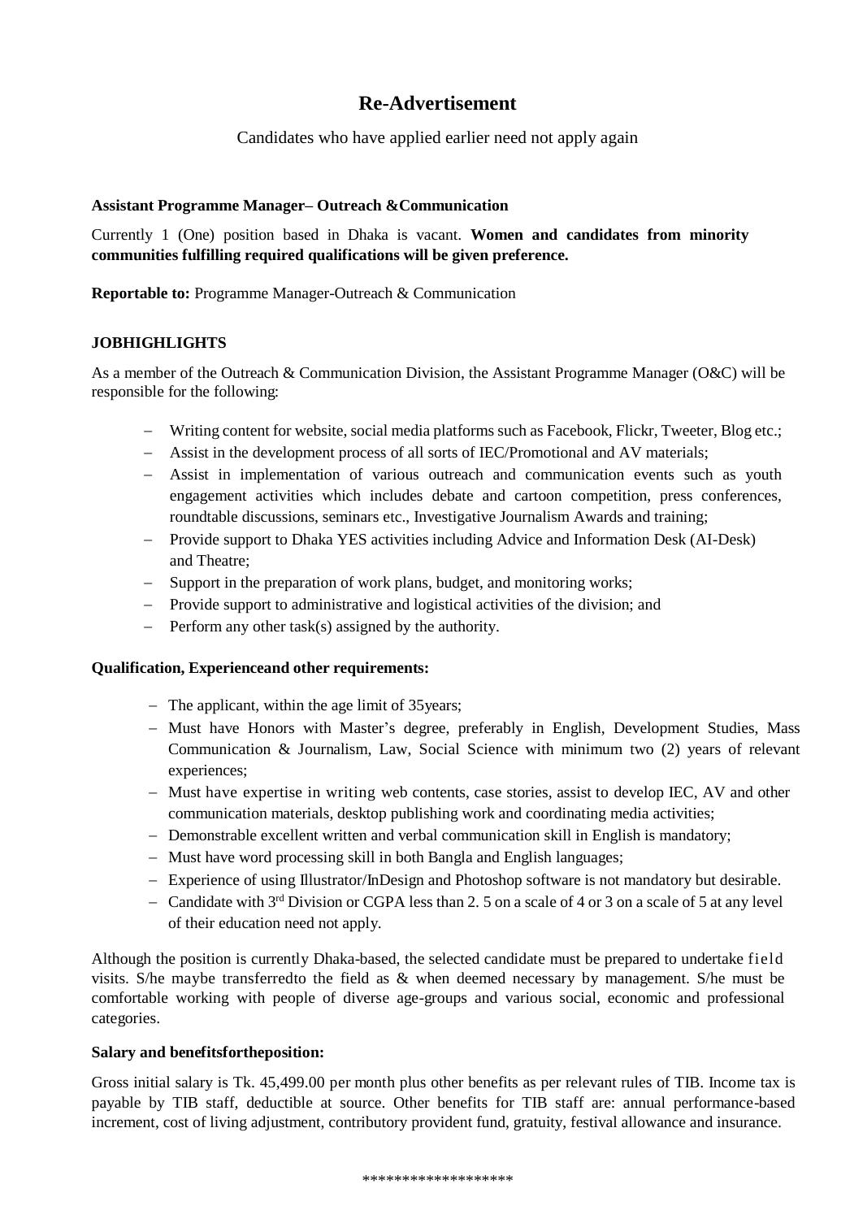# Re-Advertisement

Candidates who have applied earlier need not apply again

**Assistant Programme Manager– Outreach &Communication**

Currently 1 (One) position based in Dhaka is vacant. **Women and candidates from minority communities fulfilling required qualifications will be given preference.**

**Reportable to:** Programme Manager-Outreach & Communication

**JOBHIGHLIGHTS**

As a member of the Outreach & Communication Division, the Assistant Programme Manager (O&C) will be responsible for the following:

- Writing content for website, social media platforms such as Facebook, Flickr, Tweeter, Blog etc.;
- Assist in the development process of all sorts of IEC/Promotional and AV materials;
- Assist in implementation of various outreach and communication events such as youth engagement activities which includes debate and cartoon competition, press conferences, roundtable discussions, seminars etc., Investigative Journalism Awards and training;
- Provide support to Dhaka YES activities including Advice and Information Desk (AI-Desk) and Theatre;
- Support in the preparation of work plans, budget, and monitoring works;
- Provide support to administrative and logistical activities of the division; and
- Perform any other task(s) assigned by the authority.

**Qualification, Experienceand other requirements:**

- The applicant, within the age limit of 35years;
- Must have Honors with Master's degree, preferably in English, Development Studies, Mass Communication & Journalism, Law, Social Science with minimum two (2) years of relevant experiences;
- Must have expertise in writing web contents, case stories, assist to develop IEC, AV and other communication materials, desktop publishing work and coordinating media activities;
- Demonstrable excellent written and verbal communication skill in English is mandatory;
- Must have word processing skill in both Bangla and English languages;
- Experience of using Illustrator/InDesign and Photoshop software is not mandatory but desirable.
- Candidate with 3rd Division or CGPA less than 2. 5 on a scale of 4 or 3 on a scale of 5 at any level of their education need not apply.

Although the position is currently Dhaka-based, the selected candidate must be prepared to undertake field visits. S/he maybe transferredto the field as & when deemed necessary by management. S/he must be comfortable working with people of diverse age-groups and various social, economic and professional categories.

**Salary and benefitsfortheposition:**

Gross initial salary is Tk. 45,499.00 per month plus other benefits as per relevant rules of TIB. Income tax is payable by TIB staff, deductible at source. Other benefits for TIB staff are: annual performance-based increment, cost of living adjustment, contributory provident fund, gratuity, festival allowance and insurance.

******************